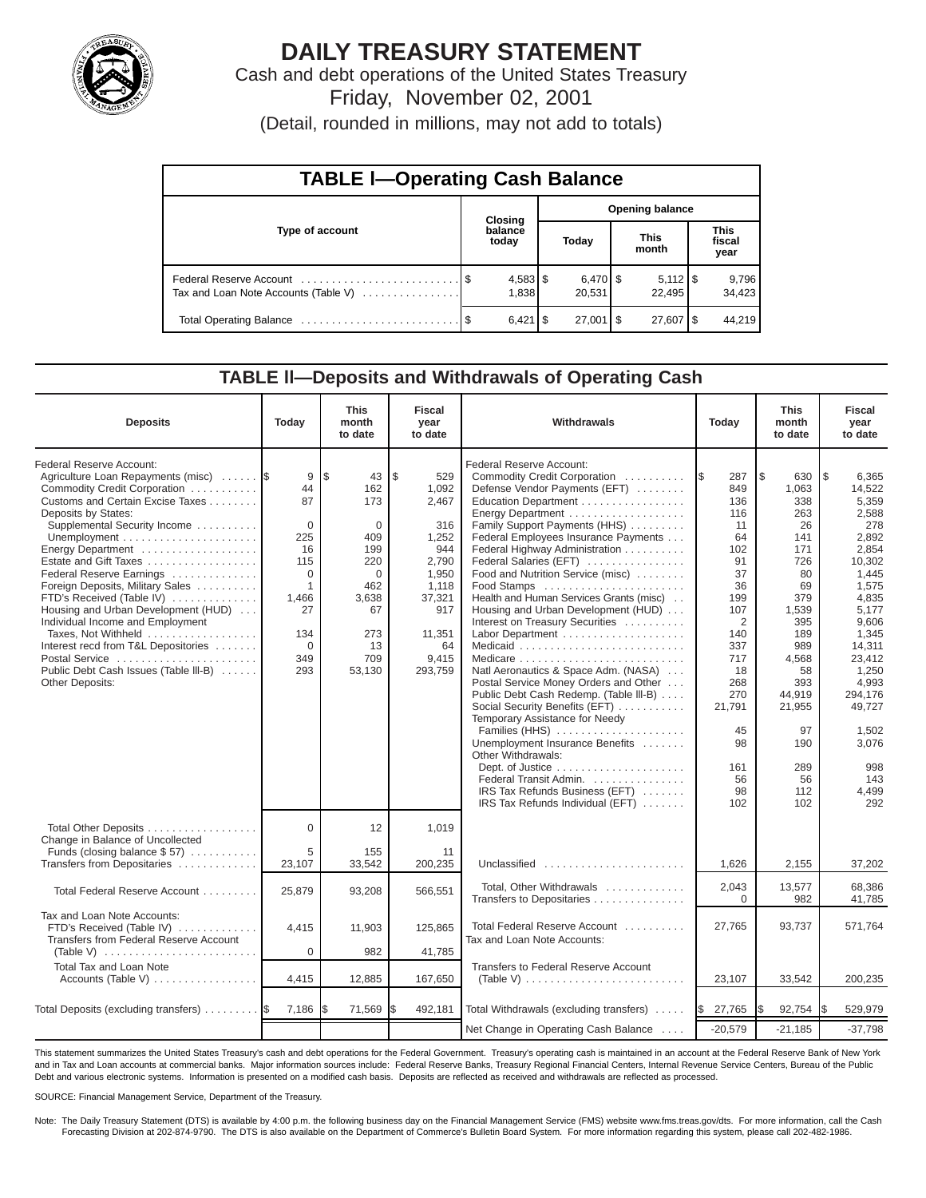# DAILY TREASURY STATEMENT

Cash and debt operations of the United States Treasury

Friday, November 02, 2001

(Detail, rounded in millions, may not add to totals)

## TABLE I—Operating Cash Balance

| Type of account | Closing balance today | Opening balance Today | Opening balance This month | Opening balance This fiscal year |
|---|---|---|---|---|
| Federal Reserve Account | $ 4,583 | $ 6,470 | $ 5,112 | $ 9,796 |
| Tax and Loan Note Accounts (Table V) | 1,838 | 20,531 | 22,495 | 34,423 |
| Total Operating Balance | $ 6,421 | $ 27,001 | $ 27,607 | $ 44,219 |

## TABLE II—Deposits and Withdrawals of Operating Cash

| Deposits | Today | This month to date | Fiscal year to date |
|---|---|---|---|
| Federal Reserve Account: | | | |
| Agriculture Loan Repayments (misc) | $ 9 | $ 43 | $ 529 |
| Commodity Credit Corporation | 44 | 162 | 1,092 |
| Customs and Certain Excise Taxes | 87 | 173 | 2,467 |
| Deposits by States: | | | |
| Supplemental Security Income | 0 | 0 | 316 |
| Unemployment | 225 | 409 | 1,252 |
| Energy Department | 16 | 199 | 944 |
| Estate and Gift Taxes | 115 | 220 | 2,790 |
| Federal Reserve Earnings | 0 | 0 | 1,950 |
| Foreign Deposits, Military Sales | 1 | 462 | 1,118 |
| FTD's Received (Table IV) | 1,466 | 3,638 | 37,321 |
| Housing and Urban Development (HUD) | 27 | 67 | 917 |
| Individual Income and Employment Taxes, Not Withheld | 134 | 273 | 11,351 |
| Interest recd from T&L Depositories | 0 | 13 | 64 |
| Postal Service | 349 | 709 | 9,415 |
| Public Debt Cash Issues (Table III-B) | 293 | 53,130 | 293,759 |
| Other Deposits: | | | |
| Total Other Deposits | 0 | 12 | 1,019 |
| Change in Balance of Uncollected Funds (closing balance $ 57) | 5 | 155 | 11 |
| Transfers from Depositaries | 23,107 | 33,542 | 200,235 |
| Total Federal Reserve Account | 25,879 | 93,208 | 566,551 |
| Tax and Loan Note Accounts: | | | |
| FTD's Received (Table IV) | 4,415 | 11,903 | 125,865 |
| Transfers from Federal Reserve Account (Table V) | 0 | 982 | 41,785 |
| Total Tax and Loan Note Accounts (Table V) | 4,415 | 12,885 | 167,650 |
| Total Deposits (excluding transfers) | $ 7,186 | $ 71,569 | $ 492,181 |

| Withdrawals | Today | This month to date | Fiscal year to date |
|---|---|---|---|
| Federal Reserve Account: | | | |
| Commodity Credit Corporation | $ 287 | $ 630 | $ 6,365 |
| Defense Vendor Payments (EFT) | 849 | 1,063 | 14,522 |
| Education Department | 136 | 338 | 5,359 |
| Energy Department | 116 | 263 | 2,588 |
| Family Support Payments (HHS) | 11 | 26 | 278 |
| Federal Employees Insurance Payments | 64 | 141 | 2,892 |
| Federal Highway Administration | 102 | 171 | 2,854 |
| Federal Salaries (EFT) | 91 | 726 | 10,302 |
| Food and Nutrition Service (misc) | 37 | 80 | 1,445 |
| Food Stamps | 36 | 69 | 1,575 |
| Health and Human Services Grants (misc) | 199 | 379 | 4,835 |
| Housing and Urban Development (HUD) | 107 | 1,539 | 5,177 |
| Interest on Treasury Securities | 2 | 395 | 9,606 |
| Labor Department | 140 | 189 | 1,345 |
| Medicaid | 337 | 989 | 14,311 |
| Medicare | 717 | 4,568 | 23,412 |
| Natl Aeronautics & Space Adm. (NASA) | 18 | 58 | 1,250 |
| Postal Service Money Orders and Other | 268 | 393 | 4,993 |
| Public Debt Cash Redemp. (Table III-B) | 270 | 44,919 | 294,176 |
| Social Security Benefits (EFT) | 21,791 | 21,955 | 49,727 |
| Temporary Assistance for Needy Families (HHS) | 45 | 97 | 1,502 |
| Unemployment Insurance Benefits | 98 | 190 | 3,076 |
| Other Withdrawals: | | | |
| Dept. of Justice | 161 | 289 | 998 |
| Federal Transit Admin. | 56 | 56 | 143 |
| IRS Tax Refunds Business (EFT) | 98 | 112 | 4,499 |
| IRS Tax Refunds Individual (EFT) | 102 | 102 | 292 |
| Unclassified | 1,626 | 2,155 | 37,202 |
| Total, Other Withdrawals | 2,043 | 13,577 | 68,386 |
| Transfers to Depositaries | 0 | 982 | 41,785 |
| Total Federal Reserve Account | 27,765 | 93,737 | 571,764 |
| Tax and Loan Note Accounts: | | | |
| Transfers to Federal Reserve Account (Table V) | 23,107 | 33,542 | 200,235 |
| Total Withdrawals (excluding transfers) | $ 27,765 | $ 92,754 | $ 529,979 |
| Net Change in Operating Cash Balance | -20,579 | -21,185 | -37,798 |

This statement summarizes the United States Treasury's cash and debt operations for the Federal Government. Treasury's operating cash is maintained in an account at the Federal Reserve Bank of New York and in Tax and Loan accounts at commercial banks. Major information sources include: Federal Reserve Banks, Treasury Regional Financial Centers, Internal Revenue Service Centers, Bureau of the Public Debt and various electronic systems. Information is presented on a modified cash basis. Deposits are reflected as received and withdrawals are reflected as processed.

SOURCE: Financial Management Service, Department of the Treasury.

Note: The Daily Treasury Statement (DTS) is available by 4:00 p.m. the following business day on the Financial Management Service (FMS) website www.fms.treas.gov/dts. For more information, call the Cash Forecasting Division at 202-874-9790. The DTS is also available on the Department of Commerce's Bulletin Board System. For more information regarding this system, please call 202-482-1986.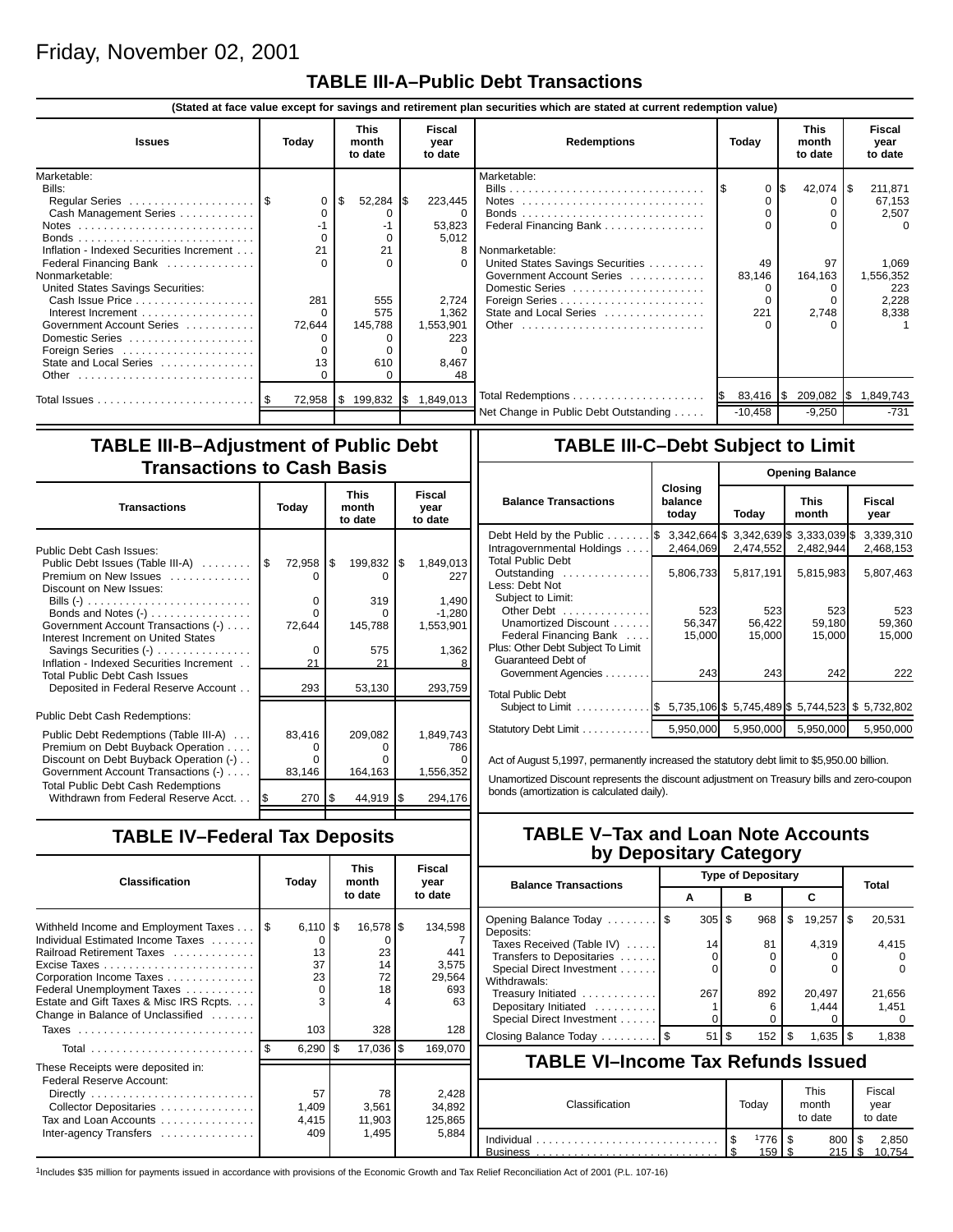Friday, November 02, 2001

## TABLE III-A–Public Debt Transactions

(Stated at face value except for savings and retirement plan securities which are stated at current redemption value)

| Issues | Today | This month to date | Fiscal year to date |
|---|---|---|---|
| Marketable: | | | |
| Bills: | | | |
| Regular Series | $ 0 | $ 52,284 | $ 223,445 |
| Cash Management Series | 0 | 0 | 0 |
| Notes | -1 | -1 | 53,823 |
| Bonds | 0 | 0 | 5,012 |
| Inflation - Indexed Securities Increment | 21 | 21 | 8 |
| Federal Financing Bank | 0 | 0 | 0 |
| Nonmarketable: | | | |
| United States Savings Securities: | | | |
| Cash Issue Price | 281 | 555 | 2,724 |
| Interest Increment | 0 | 575 | 1,362 |
| Government Account Series | 72,644 | 145,788 | 1,553,901 |
| Domestic Series | 0 | 0 | 223 |
| Foreign Series | 0 | 0 | 0 |
| State and Local Series | 13 | 610 | 8,467 |
| Other | 0 | 0 | 48 |
| Total Issues | $ 72,958 | $ 199,832 | $ 1,849,013 |

| Redemptions | Today | This month to date | Fiscal year to date |
|---|---|---|---|
| Marketable: | | | |
| Bills | $ 0 | $ 42,074 | $ 211,871 |
| Notes | 0 | 0 | 67,153 |
| Bonds | 0 | 0 | 2,507 |
| Federal Financing Bank | 0 | 0 | 0 |
| Nonmarketable: | | | |
| United States Savings Securities | 49 | 97 | 1,069 |
| Government Account Series | 83,146 | 164,163 | 1,556,352 |
| Domestic Series | 0 | 0 | 223 |
| Foreign Series | 0 | 0 | 2,228 |
| State and Local Series | 221 | 2,748 | 8,338 |
| Other | 0 | 0 | 1 |
| Total Redemptions | $ 83,416 | $ 209,082 | $ 1,849,743 |
| Net Change in Public Debt Outstanding | -10,458 | -9,250 | -731 |

## TABLE III-B–Adjustment of Public Debt Transactions to Cash Basis

| Transactions | Today | This month to date | Fiscal year to date |
|---|---|---|---|
| Public Debt Cash Issues: | | | |
| Public Debt Issues (Table III-A) | $ 72,958 | $ 199,832 | $ 1,849,013 |
| Premium on New Issues | 0 | 0 | 227 |
| Discount on New Issues: | | | |
| Bills (-) | 0 | 319 | 1,490 |
| Bonds and Notes (-) | 0 | 0 | -1,280 |
| Government Account Transactions (-) | 72,644 | 145,788 | 1,553,901 |
| Interest Increment on United States Savings Securities (-) | 0 | 575 | 1,362 |
| Inflation - Indexed Securities Increment | 21 | 21 | 8 |
| Total Public Debt Cash Issues Deposited in Federal Reserve Account | 293 | 53,130 | 293,759 |
| Public Debt Cash Redemptions: | | | |
| Public Debt Redemptions (Table III-A) | 83,416 | 209,082 | 1,849,743 |
| Premium on Debt Buyback Operation | 0 | 0 | 786 |
| Discount on Debt Buyback Operation (-) | 0 | 0 | 0 |
| Government Account Transactions (-) | 83,146 | 164,163 | 1,556,352 |
| Total Public Debt Cash Redemptions Withdrawn from Federal Reserve Acct. | $ 270 | $ 44,919 | $ 294,176 |

## TABLE III-C–Debt Subject to Limit

| Balance Transactions | Closing balance today | Opening Balance Today | Opening Balance This month | Opening Balance Fiscal year |
|---|---|---|---|---|
| Debt Held by the Public | $ 3,342,664 | $ 3,342,639 | $ 3,333,039 | $ 3,339,310 |
| Intragovernmental Holdings | 2,464,069 | 2,474,552 | 2,482,944 | 2,468,153 |
| Total Public Debt Outstanding | 5,806,733 | 5,817,191 | 5,815,983 | 5,807,463 |
| Less: Debt Not Subject to Limit: | | | | |
| Other Debt | 523 | 523 | 523 | 523 |
| Unamortized Discount | 56,347 | 56,422 | 59,180 | 59,360 |
| Federal Financing Bank | 15,000 | 15,000 | 15,000 | 15,000 |
| Plus: Other Debt Subject to Limit Guaranteed Debt of Government Agencies | 243 | 243 | 242 | 222 |
| Total Public Debt Subject to Limit | $ 5,735,106 | $ 5,745,489 | $ 5,744,523 | $ 5,732,802 |
| Statutory Debt Limit | 5,950,000 | 5,950,000 | 5,950,000 | 5,950,000 |

Act of August 5,1997, permanently increased the statutory debt limit to $5,950.00 billion.

Unamortized Discount represents the discount adjustment on Treasury bills and zero-coupon bonds (amortization is calculated daily).

## TABLE IV–Federal Tax Deposits

| Classification | Today | This month to date | Fiscal year to date |
|---|---|---|---|
| Withheld Income and Employment Taxes | $ 6,110 | $ 16,578 | $ 134,598 |
| Individual Estimated Income Taxes | 0 | 0 | 7 |
| Railroad Retirement Taxes | 13 | 23 | 441 |
| Excise Taxes | 37 | 14 | 3,575 |
| Corporation Income Taxes | 23 | 72 | 29,564 |
| Federal Unemployment Taxes | 0 | 18 | 693 |
| Estate and Gift Taxes & Misc IRS Rcpts. | 3 | 4 | 63 |
| Change in Balance of Unclassified Taxes | 103 | 328 | 128 |
| Total | $ 6,290 | $ 17,036 | $ 169,070 |
| These Receipts were deposited in: | | | |
| Federal Reserve Account: | | | |
| Directly | 57 | 78 | 2,428 |
| Collector Depositaries | 1,409 | 3,561 | 34,892 |
| Tax and Loan Accounts | 4,415 | 11,903 | 125,865 |
| Inter-agency Transfers | 409 | 1,495 | 5,884 |

## TABLE V–Tax and Loan Note Accounts by Depositary Category

| Balance Transactions | Type of Depositary A | B | C | Total |
|---|---|---|---|---|
| Opening Balance Today | $ 305 | $ 968 | $ 19,257 | $ 20,531 |
| Deposits: | | | | |
| Taxes Received (Table IV) | 14 | 81 | 4,319 | 4,415 |
| Transfers to Depositaries | 0 | 0 | 0 | 0 |
| Special Direct Investment | 0 | 0 | 0 | 0 |
| Withdrawals: | | | | |
| Treasury Initiated | 267 | 892 | 20,497 | 21,656 |
| Depositary Initiated | 1 | 6 | 1,444 | 1,451 |
| Special Direct Investment | 0 | 0 | 0 | 0 |
| Closing Balance Today | $ 51 | $ 152 | $ 1,635 | $ 1,838 |

## TABLE VI–Income Tax Refunds Issued

| Classification | Today | This month to date | Fiscal year to date |
|---|---|---|---|
| Individual | $ [1]776 | $ 800 | $ 2,850 |
| Business | $ 159 | $ 215 | $ 10,754 |

[1]Includes $35 million for payments issued in accordance with provisions of the Economic Growth and Tax Relief Reconciliation Act of 2001 (P.L. 107-16)